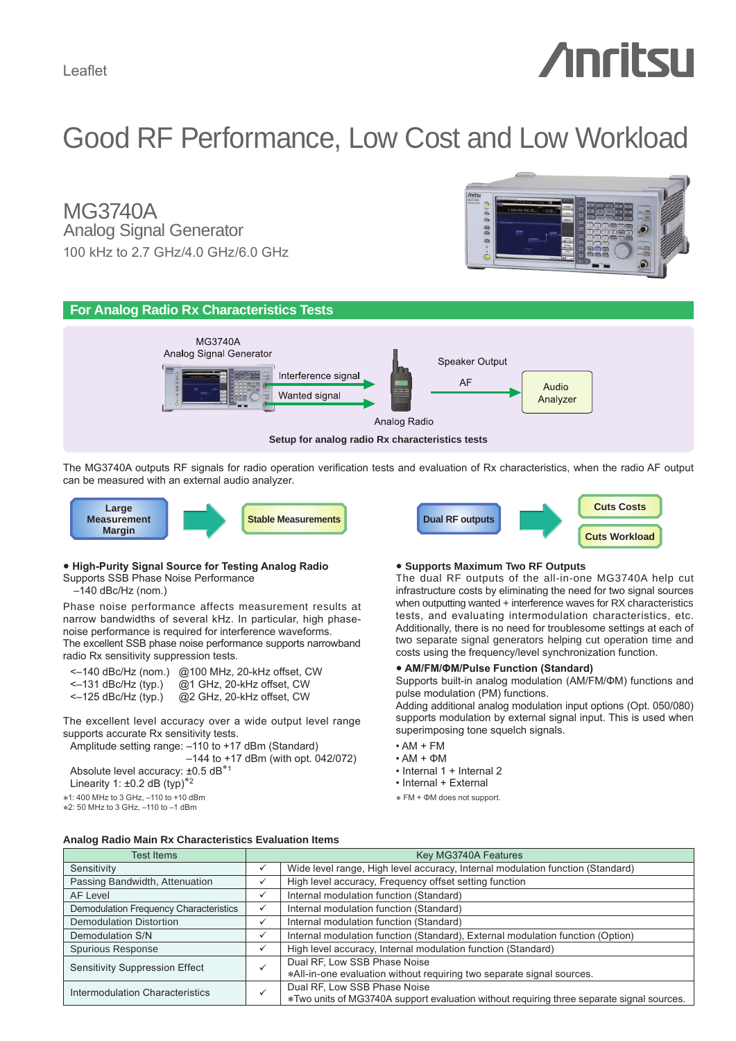Leaflet

# Good RF Performance, Low Cost and Low Workload

## MG3740A
### Analog Signal Generator
100 kHz to 2.7 GHz/4.0 GHz/6.0 GHz

## For Analog Radio Rx Characteristics Tests

MG3740A Analog Signal Generator — Interference signal / Wanted signal → Analog Radio → Speaker Output AF → Audio Analyzer

**Setup for analog radio Rx characteristics tests**

The MG3740A outputs RF signals for radio operation verification tests and evaluation of Rx characteristics, when the radio AF output can be measured with an external audio analyzer.

**Large Measurement Margin** → **Stable Measurements**

**Dual RF outputs** → **Cuts Costs** / **Cuts Workload**

**• High-Purity Signal Source for Testing Analog Radio**

Supports SSB Phase Noise Performance
–140 dBc/Hz (nom.)

Phase noise performance affects measurement results at narrow bandwidths of several kHz. In particular, high phase-noise performance is required for interference waveforms.
The excellent SSB phase noise performance supports narrowband radio Rx sensitivity suppression tests.

<–140 dBc/Hz (nom.) @100 MHz, 20-kHz offset, CW
<–131 dBc/Hz (typ.) @1 GHz, 20-kHz offset, CW
<–125 dBc/Hz (typ.) @2 GHz, 20-kHz offset, CW

The excellent level accuracy over a wide output level range supports accurate Rx sensitivity tests.
Amplitude setting range: –110 to +17 dBm (Standard)
–144 to +17 dBm (with opt. 042/072)
Absolute level accuracy: ±0.5 dB*1
Linearity 1: ±0.2 dB (typ)*2

*1: 400 MHz to 3 GHz, –110 to +10 dBm
*2: 50 MHz to 3 GHz, –110 to –1 dBm

**• Supports Maximum Two RF Outputs**

The dual RF outputs of the all-in-one MG3740A help cut infrastructure costs by eliminating the need for two signal sources when outputting wanted + interference waves for RX characteristics tests, and evaluating intermodulation characteristics, etc. Additionally, there is no need for troublesome settings at each of two separate signal generators helping cut operation time and costs using the frequency/level synchronization function.

**• AM/FM/ΦM/Pulse Function (Standard)**

Supports built-in analog modulation (AM/FM/ΦM) functions and pulse modulation (PM) functions.
Adding additional analog modulation input options (Opt. 050/080) supports modulation by external signal input. This is used when superimposing tone squelch signals.

- AM + FM
- AM + ΦM
- Internal 1 + Internal 2
- Internal + External

* FM + ΦM does not support.

**Analog Radio Main Rx Characteristics Evaluation Items**

| Test Items | | Key MG3740A Features |
|---|---|---|
| Sensitivity | ✓ | Wide level range, High level accuracy, Internal modulation function (Standard) |
| Passing Bandwidth, Attenuation | ✓ | High level accuracy, Frequency offset setting function |
| AF Level | ✓ | Internal modulation function (Standard) |
| Demodulation Frequency Characteristics | ✓ | Internal modulation function (Standard) |
| Demodulation Distortion | ✓ | Internal modulation function (Standard) |
| Demodulation S/N | ✓ | Internal modulation function (Standard), External modulation function (Option) |
| Spurious Response | ✓ | High level accuracy, Internal modulation function (Standard) |
| Sensitivity Suppression Effect | ✓ | Dual RF, Low SSB Phase Noise<br>*All-in-one evaluation without requiring two separate signal sources. |
| Intermodulation Characteristics | ✓ | Dual RF, Low SSB Phase Noise<br>*Two units of MG3740A support evaluation without requiring three separate signal sources. |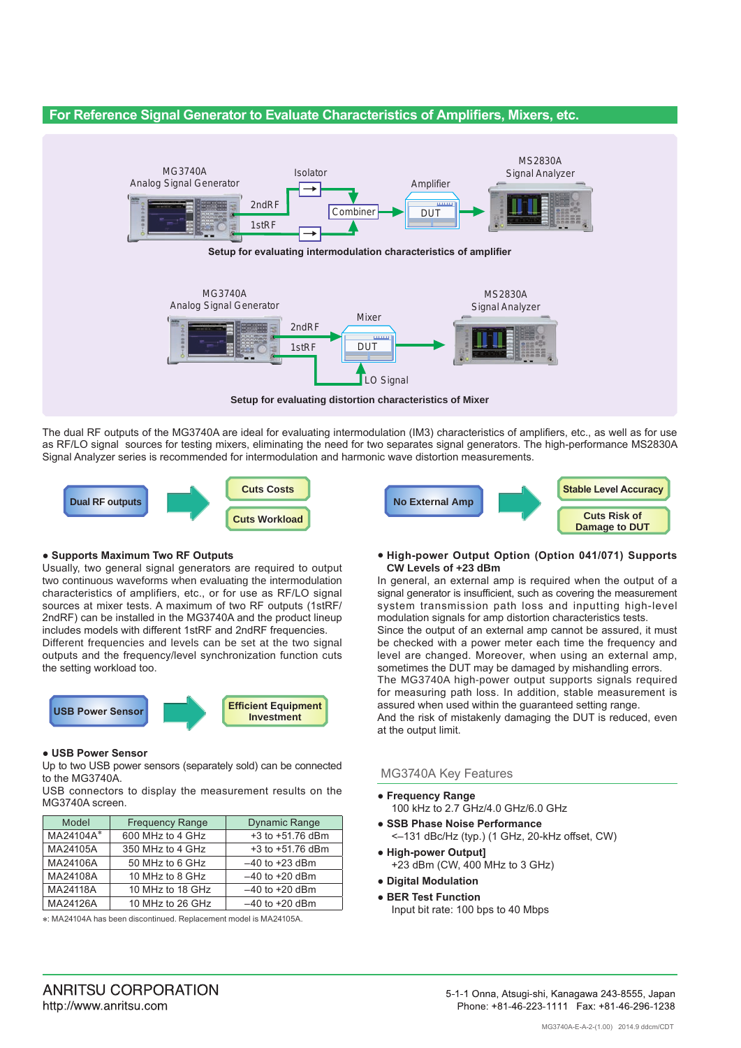## For Reference Signal Generator to Evaluate Characteristics of Amplifiers, Mixers, etc.

MG3740A
Analog Signal Generator
Isolator
2ndRF
1stRF
Combiner
Amplifier
DUT
MS2830A
Signal Analyzer

**Setup for evaluating intermodulation characteristics of amplifier**

MG3740A
Analog Signal Generator
2ndRF
1stRF
Mixer
DUT
LO Signal
MS2830A
Signal Analyzer

**Setup for evaluating distortion characteristics of Mixer**

The dual RF outputs of the MG3740A are ideal for evaluating intermodulation (IM3) characteristics of amplifiers, etc., as well as for use as RF/LO signal sources for testing mixers, eliminating the need for two separates signal generators. The high-performance MS2830A Signal Analyzer series is recommended for intermodulation and harmonic wave distortion measurements.

**Dual RF outputs** → **Cuts Costs** / **Cuts Workload**

- **Supports Maximum Two RF Outputs**

Usually, two general signal generators are required to output two continuous waveforms when evaluating the intermodulation characteristics of amplifiers, etc., or for use as RF/LO signal sources at mixer tests. A maximum of two RF outputs (1stRF/2ndRF) can be installed in the MG3740A and the product lineup includes models with different 1stRF and 2ndRF frequencies.
Different frequencies and levels can be set at the two signal outputs and the frequency/level synchronization function cuts the setting workload too.

**USB Power Sensor** → **Efficient Equipment Investment**

- **USB Power Sensor**

Up to two USB power sensors (separately sold) can be connected to the MG3740A.
USB connectors to display the measurement results on the MG3740A screen.

| Model | Frequency Range | Dynamic Range |
|---|---|---|
| MA24104A* | 600 MHz to 4 GHz | +3 to +51.76 dBm |
| MA24105A | 350 MHz to 4 GHz | +3 to +51.76 dBm |
| MA24106A | 50 MHz to 6 GHz | –40 to +23 dBm |
| MA24108A | 10 MHz to 8 GHz | –40 to +20 dBm |
| MA24118A | 10 MHz to 18 GHz | –40 to +20 dBm |
| MA24126A | 10 MHz to 26 GHz | –40 to +20 dBm |

*: MA24104A has been discontinued. Replacement model is MA24105A.

**No External Amp** → **Stable Level Accuracy** / **Cuts Risk of Damage to DUT**

- **High-power Output Option (Option 041/071) Supports CW Levels of +23 dBm**

In general, an external amp is required when the output of a signal generator is insufficient, such as covering the measurement system transmission path loss and inputting high-level modulation signals for amp distortion characteristics tests.
Since the output of an external amp cannot be assured, it must be checked with a power meter each time the frequency and level are changed. Moreover, when using an external amp, sometimes the DUT may be damaged by mishandling errors.
The MG3740A high-power output supports signals required for measuring path loss. In addition, stable measurement is assured when used within the guaranteed setting range.
And the risk of mistakenly damaging the DUT is reduced, even at the output limit.

### MG3740A Key Features

- **Frequency Range**
  100 kHz to 2.7 GHz/4.0 GHz/6.0 GHz
- **SSB Phase Noise Performance**
  <–131 dBc/Hz (typ.) (1 GHz, 20-kHz offset, CW)
- **High-power Output]**
  +23 dBm (CW, 400 MHz to 3 GHz)
- **Digital Modulation**
- **BER Test Function**
  Input bit rate: 100 bps to 40 Mbps

ANRITSU CORPORATION
http://www.anritsu.com

5-1-1 Onna, Atsugi-shi, Kanagawa 243-8555, Japan
Phone: +81-46-223-1111 Fax: +81-46-296-1238

MG3740A-E-A-2-(1.00) 2014.9 ddcm/CDT